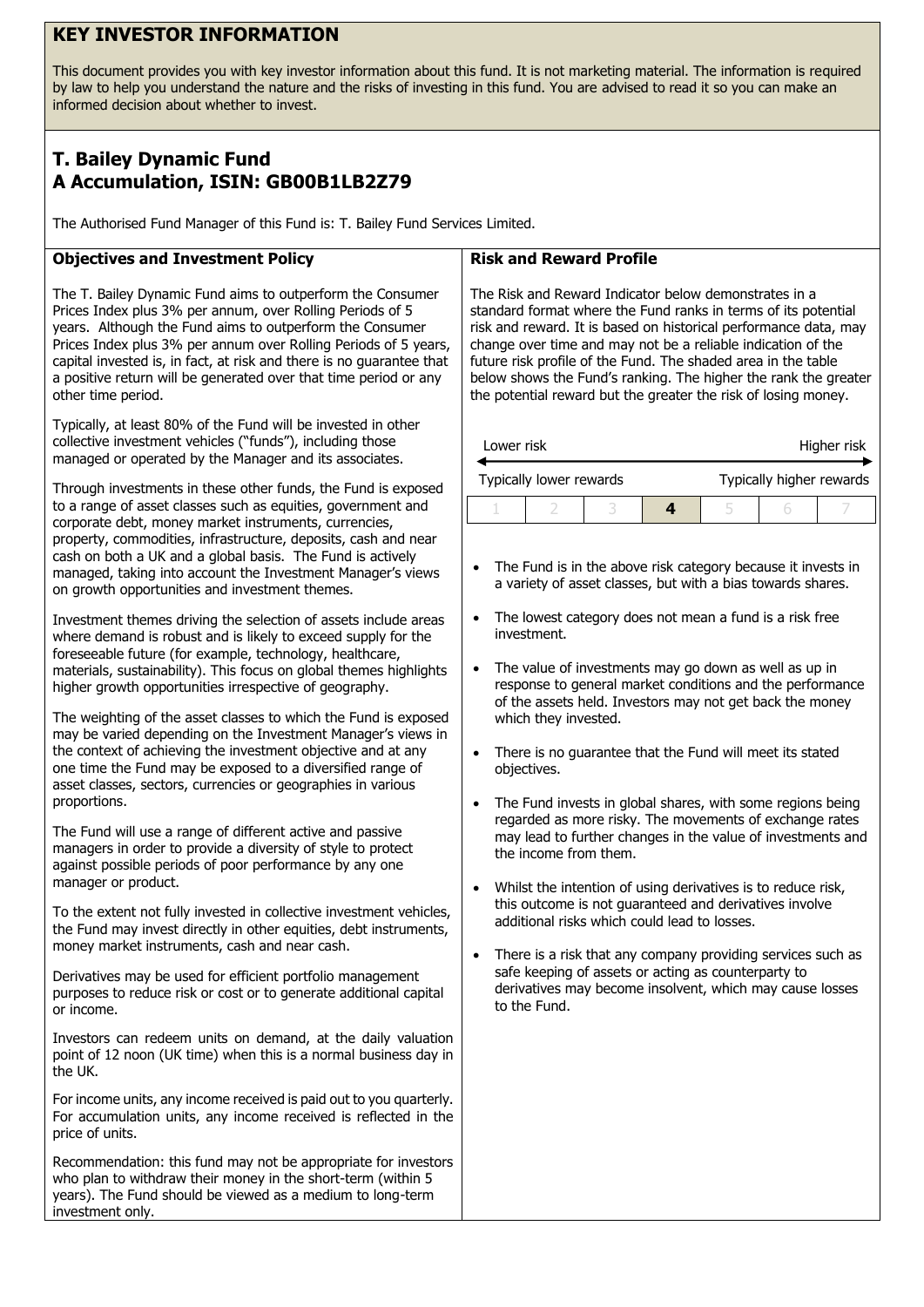# KEY INVESTOR INFORMATION

This document provides you with key investor information about this fund. It is not marketing material. The information is required by law to help you understand the nature and the risks of investing in this fund. You are advised to read it so you can make an informed decision about whether to invest.

## T. Bailey Dynamic Fund
## A Accumulation, ISIN: GB00B1LB2Z79

The Authorised Fund Manager of this Fund is: T. Bailey Fund Services Limited.

### Objectives and Investment Policy

The T. Bailey Dynamic Fund aims to outperform the Consumer Prices Index plus 3% per annum, over Rolling Periods of 5 years. Although the Fund aims to outperform the Consumer Prices Index plus 3% per annum over Rolling Periods of 5 years, capital invested is, in fact, at risk and there is no guarantee that a positive return will be generated over that time period or any other time period.

Typically, at least 80% of the Fund will be invested in other collective investment vehicles ("funds"), including those managed or operated by the Manager and its associates.

Through investments in these other funds, the Fund is exposed to a range of asset classes such as equities, government and corporate debt, money market instruments, currencies, property, commodities, infrastructure, deposits, cash and near cash on both a UK and a global basis. The Fund is actively managed, taking into account the Investment Manager's views on growth opportunities and investment themes.

Investment themes driving the selection of assets include areas where demand is robust and is likely to exceed supply for the foreseeable future (for example, technology, healthcare, materials, sustainability). This focus on global themes highlights higher growth opportunities irrespective of geography.

The weighting of the asset classes to which the Fund is exposed may be varied depending on the Investment Manager's views in the context of achieving the investment objective and at any one time the Fund may be exposed to a diversified range of asset classes, sectors, currencies or geographies in various proportions.

The Fund will use a range of different active and passive managers in order to provide a diversity of style to protect against possible periods of poor performance by any one manager or product.

To the extent not fully invested in collective investment vehicles, the Fund may invest directly in other equities, debt instruments, money market instruments, cash and near cash.

Derivatives may be used for efficient portfolio management purposes to reduce risk or cost or to generate additional capital or income.

Investors can redeem units on demand, at the daily valuation point of 12 noon (UK time) when this is a normal business day in the UK.

For income units, any income received is paid out to you quarterly. For accumulation units, any income received is reflected in the price of units.

Recommendation: this fund may not be appropriate for investors who plan to withdraw their money in the short-term (within 5 years). The Fund should be viewed as a medium to long-term investment only.

### Risk and Reward Profile

The Risk and Reward Indicator below demonstrates in a standard format where the Fund ranks in terms of its potential risk and reward. It is based on historical performance data, may change over time and may not be a reliable indication of the future risk profile of the Fund. The shaded area in the table below shows the Fund's ranking. The higher the rank the greater the potential reward but the greater the risk of losing money.

Lower risk — Higher risk

Typically lower rewards — Typically higher rewards

| 1 | 2 | 3 | **4** | 5 | 6 | 7 |
|---|---|---|---|---|---|---|

- The Fund is in the above risk category because it invests in a variety of asset classes, but with a bias towards shares.
- The lowest category does not mean a fund is a risk free investment.
- The value of investments may go down as well as up in response to general market conditions and the performance of the assets held. Investors may not get back the money which they invested.
- There is no guarantee that the Fund will meet its stated objectives.
- The Fund invests in global shares, with some regions being regarded as more risky. The movements of exchange rates may lead to further changes in the value of investments and the income from them.
- Whilst the intention of using derivatives is to reduce risk, this outcome is not guaranteed and derivatives involve additional risks which could lead to losses.
- There is a risk that any company providing services such as safe keeping of assets or acting as counterparty to derivatives may become insolvent, which may cause losses to the Fund.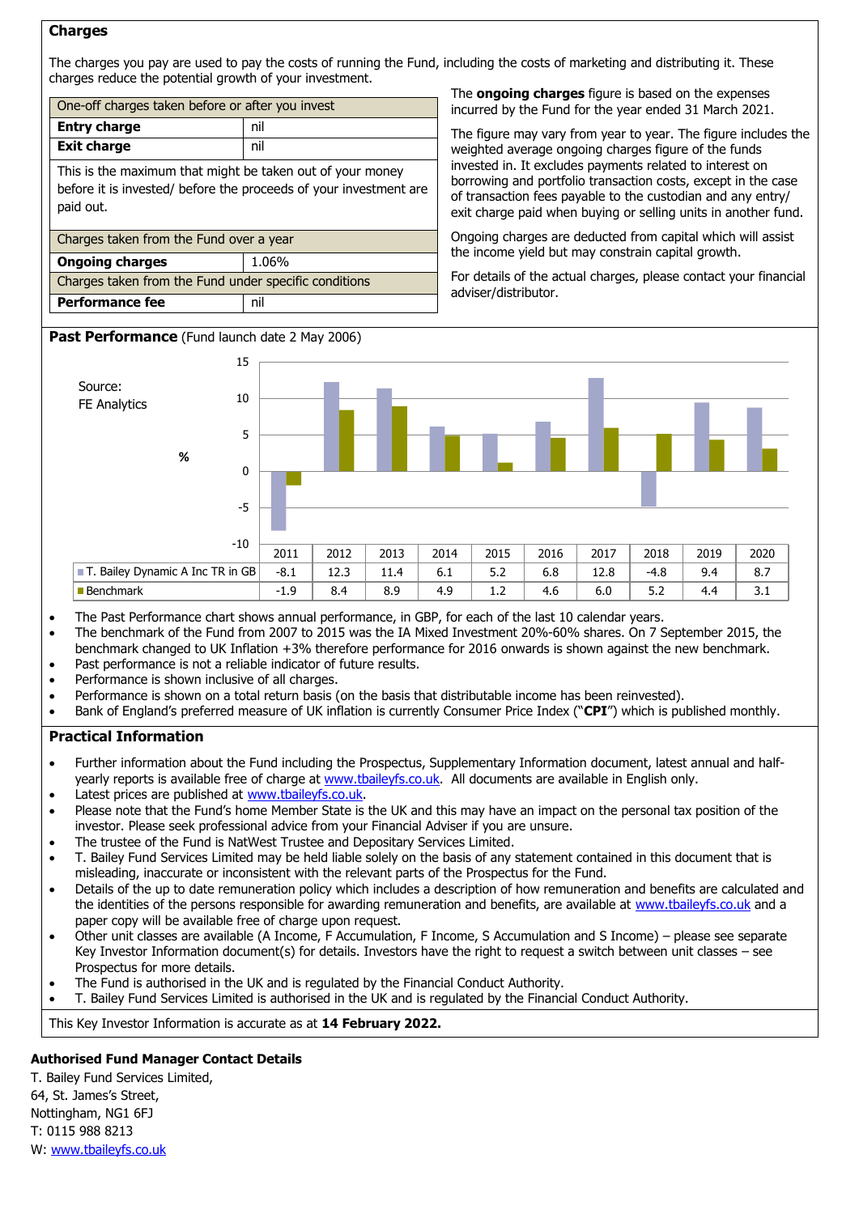## Charges

The charges you pay are used to pay the costs of running the Fund, including the costs of marketing and distributing it. These charges reduce the potential growth of your investment.

| One-off charges taken before or after you invest | |
|---|---|
| **Entry charge** | nil |
| **Exit charge** | nil |
| This is the maximum that might be taken out of your money before it is invested/ before the proceeds of your investment are paid out. | |
| Charges taken from the Fund over a year | |
| **Ongoing charges** | 1.06% |
| Charges taken from the Fund under specific conditions | |
| **Performance fee** | nil |

The **ongoing charges** figure is based on the expenses incurred by the Fund for the year ended 31 March 2021.

The figure may vary from year to year. The figure includes the weighted average ongoing charges figure of the funds invested in. It excludes payments related to interest on borrowing and portfolio transaction costs, except in the case of transaction fees payable to the custodian and any entry/ exit charge paid when buying or selling units in another fund.

Ongoing charges are deducted from capital which will assist the income yield but may constrain capital growth.

For details of the actual charges, please contact your financial adviser/distributor.

## Past Performance (Fund launch date 2 May 2006)

Source: FE Analytics

%

15
10
5
0
-5
-10

| | 2011 | 2012 | 2013 | 2014 | 2015 | 2016 | 2017 | 2018 | 2019 | 2020 |
|---|---|---|---|---|---|---|---|---|---|---|
| T. Bailey Dynamic A Inc TR in GB | -8.1 | 12.3 | 11.4 | 6.1 | 5.2 | 6.8 | 12.8 | -4.8 | 9.4 | 8.7 |
| Benchmark | -1.9 | 8.4 | 8.9 | 4.9 | 1.2 | 4.6 | 6.0 | 5.2 | 4.4 | 3.1 |

- The Past Performance chart shows annual performance, in GBP, for each of the last 10 calendar years.
- The benchmark of the Fund from 2007 to 2015 was the IA Mixed Investment 20%-60% shares. On 7 September 2015, the benchmark changed to UK Inflation +3% therefore performance for 2016 onwards is shown against the new benchmark.
- Past performance is not a reliable indicator of future results.
- Performance is shown inclusive of all charges.
- Performance is shown on a total return basis (on the basis that distributable income has been reinvested).
- Bank of England's preferred measure of UK inflation is currently Consumer Price Index ("**CPI**") which is published monthly.

## Practical Information

- Further information about the Fund including the Prospectus, Supplementary Information document, latest annual and half-yearly reports is available free of charge at www.tbaileyfs.co.uk. All documents are available in English only.
- Latest prices are published at www.tbaileyfs.co.uk.
- Please note that the Fund's home Member State is the UK and this may have an impact on the personal tax position of the investor. Please seek professional advice from your Financial Adviser if you are unsure.
- The trustee of the Fund is NatWest Trustee and Depositary Services Limited.
- T. Bailey Fund Services Limited may be held liable solely on the basis of any statement contained in this document that is misleading, inaccurate or inconsistent with the relevant parts of the Prospectus for the Fund.
- Details of the up to date remuneration policy which includes a description of how remuneration and benefits are calculated and the identities of the persons responsible for awarding remuneration and benefits, are available at www.tbaileyfs.co.uk and a paper copy will be available free of charge upon request.
- Other unit classes are available (A Income, F Accumulation, F Income, S Accumulation and S Income) – please see separate Key Investor Information document(s) for details. Investors have the right to request a switch between unit classes – see Prospectus for more details.
- The Fund is authorised in the UK and is regulated by the Financial Conduct Authority.
- T. Bailey Fund Services Limited is authorised in the UK and is regulated by the Financial Conduct Authority.

This Key Investor Information is accurate as at **14 February 2022.**

**Authorised Fund Manager Contact Details**

T. Bailey Fund Services Limited,
64, St. James's Street,
Nottingham, NG1 6FJ
T: 0115 988 8213
W: www.tbaileyfs.co.uk